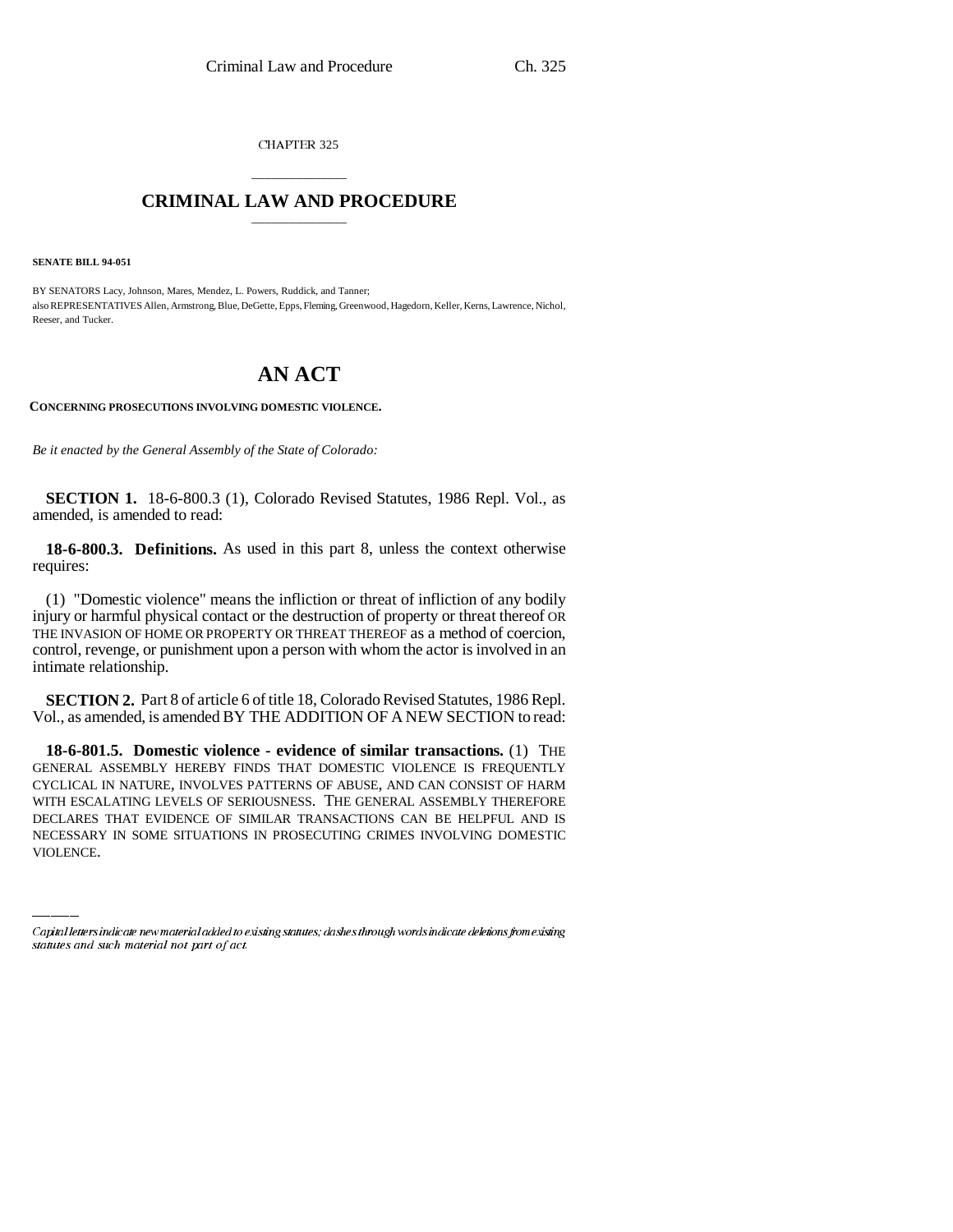CHAPTER 325

# CRIMINAL LAW AND PROCEDURE

**SENATE BILL 94-051**

BY SENATORS Lacy, Johnson, Mares, Mendez, L. Powers, Ruddick, and Tanner;
also REPRESENTATIVES Allen, Armstrong, Blue, DeGette, Epps, Fleming, Greenwood, Hagedorn, Keller, Kerns, Lawrence, Nichol, Reeser, and Tucker.

# AN ACT

**CONCERNING PROSECUTIONS INVOLVING DOMESTIC VIOLENCE.**

*Be it enacted by the General Assembly of the State of Colorado:*

**SECTION 1.** 18-6-800.3 (1), Colorado Revised Statutes, 1986 Repl. Vol., as amended, is amended to read:

**18-6-800.3. Definitions.** As used in this part 8, unless the context otherwise requires:

(1) "Domestic violence" means the infliction or threat of infliction of any bodily injury or harmful physical contact or the destruction of property or threat thereof OR THE INVASION OF HOME OR PROPERTY OR THREAT THEREOF as a method of coercion, control, revenge, or punishment upon a person with whom the actor is involved in an intimate relationship.

**SECTION 2.** Part 8 of article 6 of title 18, Colorado Revised Statutes, 1986 Repl. Vol., as amended, is amended BY THE ADDITION OF A NEW SECTION to read:

**18-6-801.5. Domestic violence - evidence of similar transactions.** (1) THE GENERAL ASSEMBLY HEREBY FINDS THAT DOMESTIC VIOLENCE IS FREQUENTLY CYCLICAL IN NATURE, INVOLVES PATTERNS OF ABUSE, AND CAN CONSIST OF HARM WITH ESCALATING LEVELS OF SERIOUSNESS. THE GENERAL ASSEMBLY THEREFORE DECLARES THAT EVIDENCE OF SIMILAR TRANSACTIONS CAN BE HELPFUL AND IS NECESSARY IN SOME SITUATIONS IN PROSECUTING CRIMES INVOLVING DOMESTIC VIOLENCE.

Capital letters indicate new material added to existing statutes; dashes through words indicate deletions from existing statutes and such material not part of act.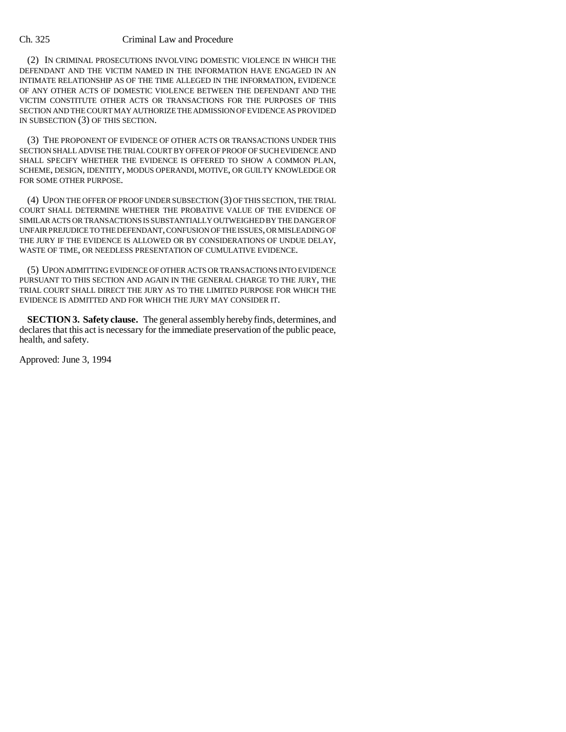(2) IN CRIMINAL PROSECUTIONS INVOLVING DOMESTIC VIOLENCE IN WHICH THE DEFENDANT AND THE VICTIM NAMED IN THE INFORMATION HAVE ENGAGED IN AN INTIMATE RELATIONSHIP AS OF THE TIME ALLEGED IN THE INFORMATION, EVIDENCE OF ANY OTHER ACTS OF DOMESTIC VIOLENCE BETWEEN THE DEFENDANT AND THE VICTIM CONSTITUTE OTHER ACTS OR TRANSACTIONS FOR THE PURPOSES OF THIS SECTION AND THE COURT MAY AUTHORIZE THE ADMISSION OF EVIDENCE AS PROVIDED IN SUBSECTION (3) OF THIS SECTION.

(3) THE PROPONENT OF EVIDENCE OF OTHER ACTS OR TRANSACTIONS UNDER THIS SECTION SHALL ADVISE THE TRIAL COURT BY OFFER OF PROOF OF SUCH EVIDENCE AND SHALL SPECIFY WHETHER THE EVIDENCE IS OFFERED TO SHOW A COMMON PLAN, SCHEME, DESIGN, IDENTITY, MODUS OPERANDI, MOTIVE, OR GUILTY KNOWLEDGE OR FOR SOME OTHER PURPOSE.

(4) UPON THE OFFER OF PROOF UNDER SUBSECTION (3) OF THIS SECTION, THE TRIAL COURT SHALL DETERMINE WHETHER THE PROBATIVE VALUE OF THE EVIDENCE OF SIMILAR ACTS OR TRANSACTIONS IS SUBSTANTIALLY OUTWEIGHED BY THE DANGER OF UNFAIR PREJUDICE TO THE DEFENDANT, CONFUSION OF THE ISSUES, OR MISLEADING OF THE JURY IF THE EVIDENCE IS ALLOWED OR BY CONSIDERATIONS OF UNDUE DELAY, WASTE OF TIME, OR NEEDLESS PRESENTATION OF CUMULATIVE EVIDENCE.

(5) UPON ADMITTING EVIDENCE OF OTHER ACTS OR TRANSACTIONS INTO EVIDENCE PURSUANT TO THIS SECTION AND AGAIN IN THE GENERAL CHARGE TO THE JURY, THE TRIAL COURT SHALL DIRECT THE JURY AS TO THE LIMITED PURPOSE FOR WHICH THE EVIDENCE IS ADMITTED AND FOR WHICH THE JURY MAY CONSIDER IT.

**SECTION 3. Safety clause.** The general assembly hereby finds, determines, and declares that this act is necessary for the immediate preservation of the public peace, health, and safety.

Approved: June 3, 1994